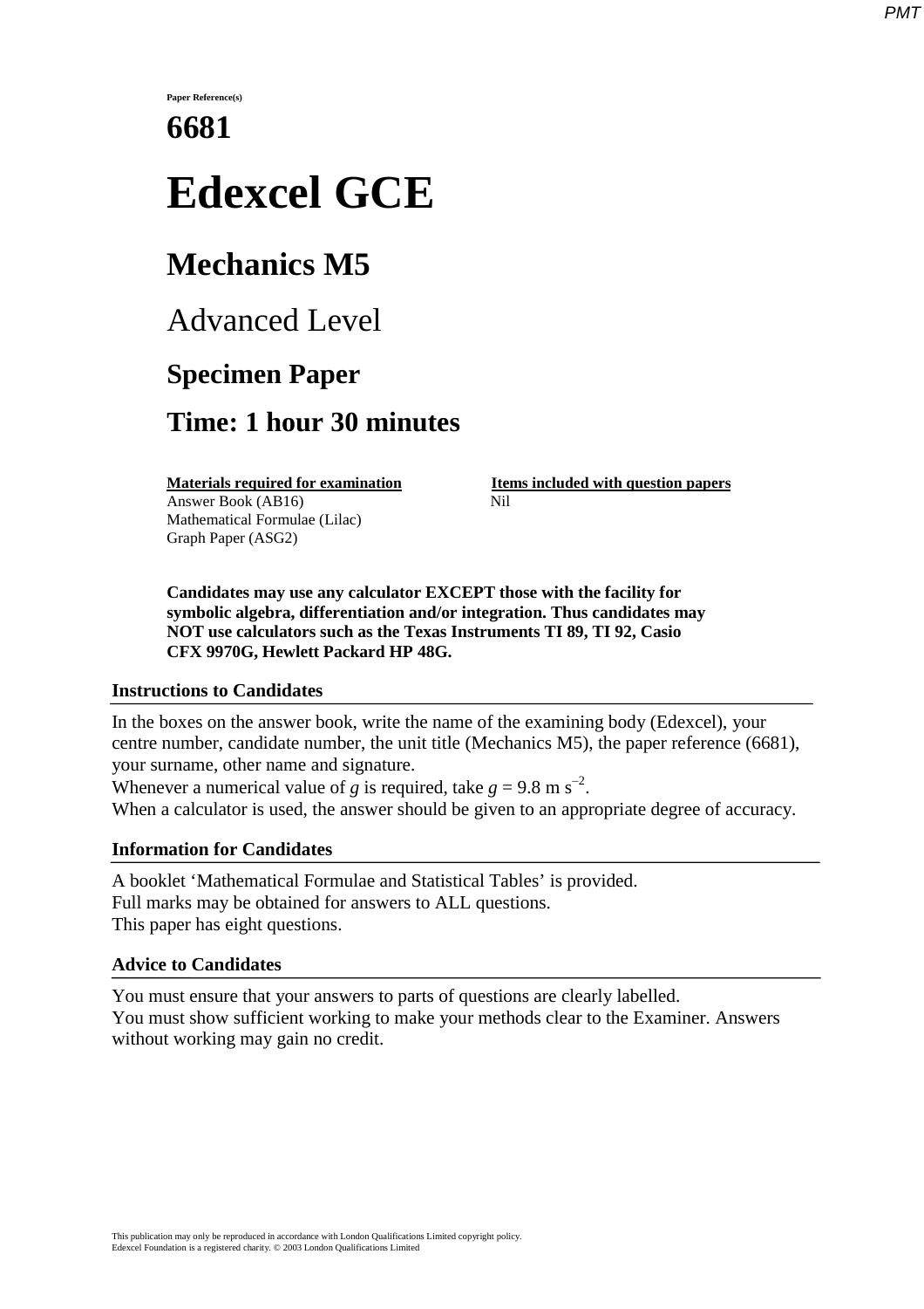Paper Reference(s)

**6681**

# Edexcel GCE

## Mechanics M5

## Advanced Level

## Specimen Paper

## Time: 1 hour 30 minutes

| **Materials required for examination** | **Items included with question papers** |
| --- | --- |
| Answer Book (AB16) | Nil |
| Mathematical Formulae (Lilac) | |
| Graph Paper (ASG2) | |

**Candidates may use any calculator EXCEPT those with the facility for symbolic algebra, differentiation and/or integration. Thus candidates may NOT use calculators such as the Texas Instruments TI 89, TI 92, Casio CFX 9970G, Hewlett Packard HP 48G.**

### Instructions to Candidates

In the boxes on the answer book, write the name of the examining body (Edexcel), your centre number, candidate number, the unit title (Mechanics M5), the paper reference (6681), your surname, other name and signature.
Whenever a numerical value of $g$ is required, take $g = 9.8 \text{ m s}^{-2}$.
When a calculator is used, the answer should be given to an appropriate degree of accuracy.

### Information for Candidates

A booklet 'Mathematical Formulae and Statistical Tables' is provided.
Full marks may be obtained for answers to ALL questions.
This paper has eight questions.

### Advice to Candidates

You must ensure that your answers to parts of questions are clearly labelled.
You must show sufficient working to make your methods clear to the Examiner. Answers without working may gain no credit.

This publication may only be reproduced in accordance with London Qualifications Limited copyright policy.
Edexcel Foundation is a registered charity. © 2003 London Qualifications Limited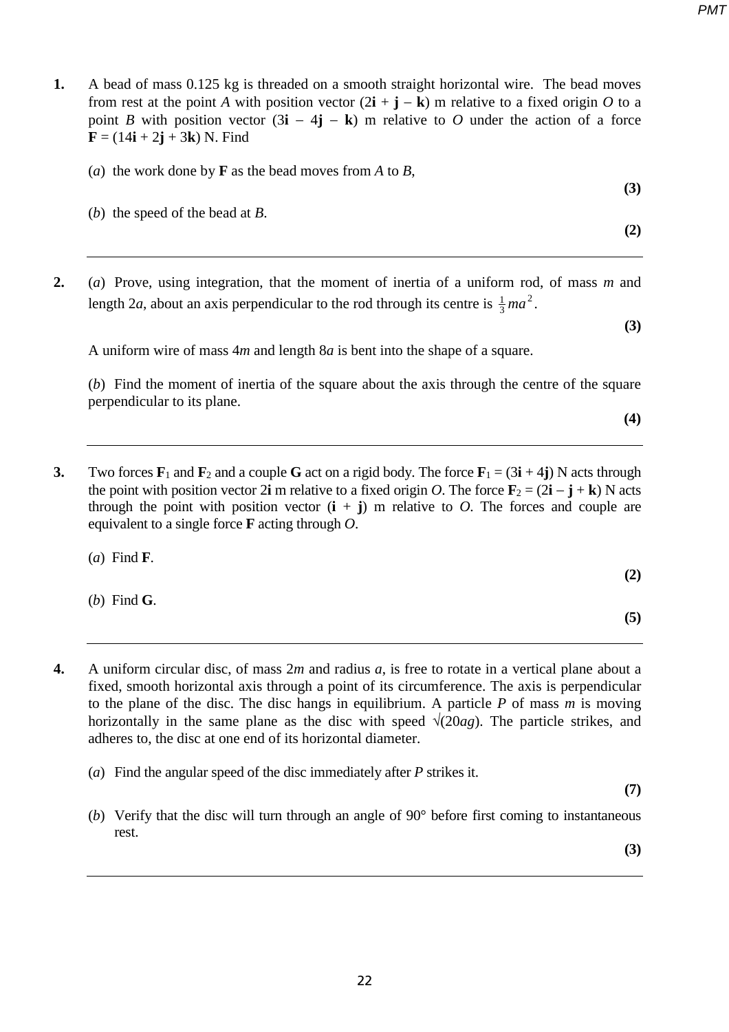**1.** A bead of mass 0.125 kg is threaded on a smooth straight horizontal wire. The bead moves from rest at the point $A$ with position vector $(2\mathbf{i} + \mathbf{j} - \mathbf{k})$ m relative to a fixed origin $O$ to a point $B$ with position vector $(3\mathbf{i} - 4\mathbf{j} - \mathbf{k})$ m relative to $O$ under the action of a force $\mathbf{F} = (14\mathbf{i} + 2\mathbf{j} + 3\mathbf{k})$ N. Find

(*a*) the work done by $\mathbf{F}$ as the bead moves from $A$ to $B$,

**(3)**

(*b*) the speed of the bead at $B$.

**(2)**

---

**2.** (*a*) Prove, using integration, that the moment of inertia of a uniform rod, of mass $m$ and length $2a$, about an axis perpendicular to the rod through its centre is $\frac{1}{3}ma^2$.

**(3)**

A uniform wire of mass $4m$ and length $8a$ is bent into the shape of a square.

(*b*) Find the moment of inertia of the square about the axis through the centre of the square perpendicular to its plane.

**(4)**

---

**3.** Two forces $\mathbf{F}_1$ and $\mathbf{F}_2$ and a couple $\mathbf{G}$ act on a rigid body. The force $\mathbf{F}_1 = (3\mathbf{i} + 4\mathbf{j})$ N acts through the point with position vector $2\mathbf{i}$ m relative to a fixed origin $O$. The force $\mathbf{F}_2 = (2\mathbf{i} - \mathbf{j} + \mathbf{k})$ N acts through the point with position vector $(\mathbf{i} + \mathbf{j})$ m relative to $O$. The forces and couple are equivalent to a single force $\mathbf{F}$ acting through $O$.

(*a*) Find $\mathbf{F}$.

**(2)**

(*b*) Find $\mathbf{G}$.

**(5)**

---

**4.** A uniform circular disc, of mass $2m$ and radius $a$, is free to rotate in a vertical plane about a fixed, smooth horizontal axis through a point of its circumference. The axis is perpendicular to the plane of the disc. The disc hangs in equilibrium. A particle $P$ of mass $m$ is moving horizontally in the same plane as the disc with speed $\sqrt{(20ag)}$. The particle strikes, and adheres to, the disc at one end of its horizontal diameter.

(*a*) Find the angular speed of the disc immediately after $P$ strikes it.

**(7)**

(*b*) Verify that the disc will turn through an angle of 90° before first coming to instantaneous rest.

**(3)**

---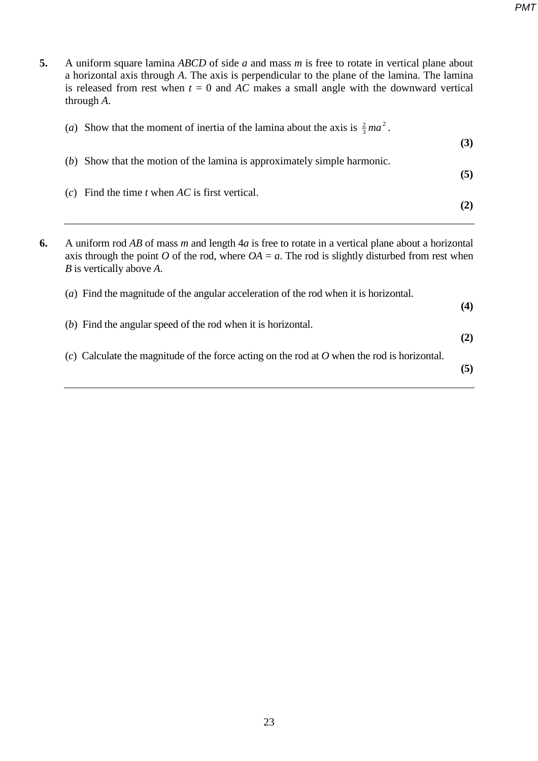**5.** A uniform square lamina *ABCD* of side $a$ and mass $m$ is free to rotate in vertical plane about a horizontal axis through *A*. The axis is perpendicular to the plane of the lamina. The lamina is released from rest when $t = 0$ and *AC* makes a small angle with the downward vertical through *A*.

(*a*) Show that the moment of inertia of the lamina about the axis is $\frac{2}{3}ma^2$.

**(3)**

(*b*) Show that the motion of the lamina is approximately simple harmonic.

**(5)**

(*c*) Find the time $t$ when *AC* is first vertical.

**(2)**

---

**6.** A uniform rod *AB* of mass $m$ and length $4a$ is free to rotate in a vertical plane about a horizontal axis through the point *O* of the rod, where $OA = a$. The rod is slightly disturbed from rest when *B* is vertically above *A*.

(*a*) Find the magnitude of the angular acceleration of the rod when it is horizontal.

**(4)**

(*b*) Find the angular speed of the rod when it is horizontal.

**(2)**

(*c*) Calculate the magnitude of the force acting on the rod at *O* when the rod is horizontal.

**(5)**

---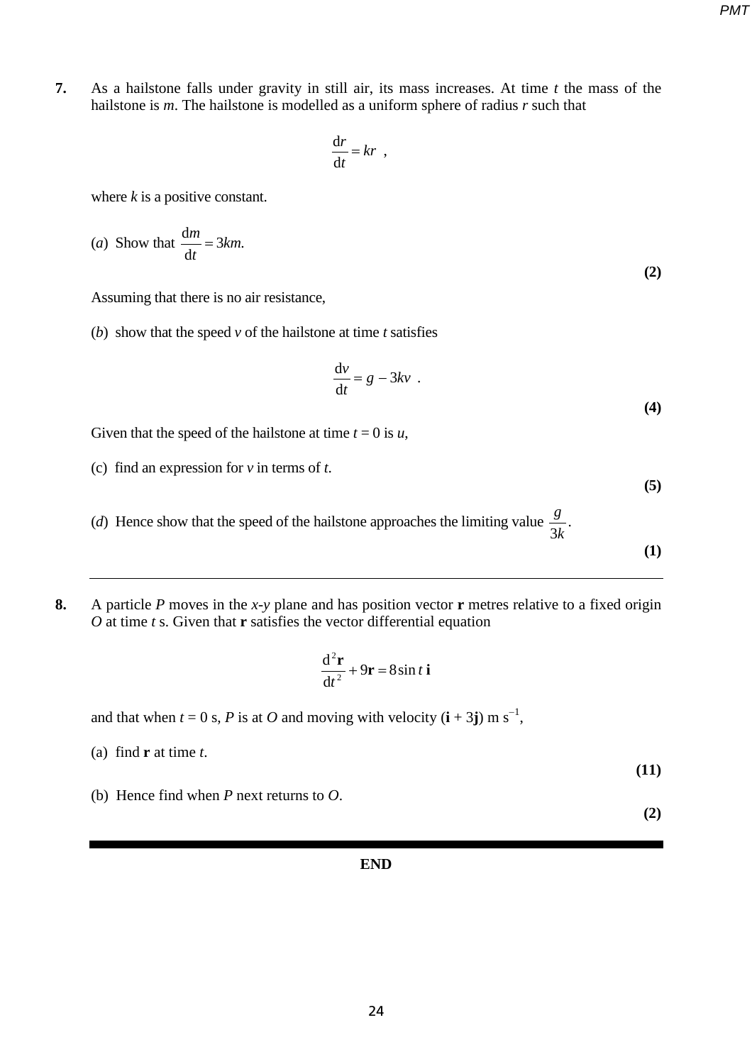**7.** As a hailstone falls under gravity in still air, its mass increases. At time $t$ the mass of the hailstone is $m$. The hailstone is modelled as a uniform sphere of radius $r$ such that

$$\frac{\mathrm{d}r}{\mathrm{d}t} = kr \ ,$$

where $k$ is a positive constant.

(*a*) Show that $\dfrac{\mathrm{d}m}{\mathrm{d}t} = 3km.$

**(2)**

Assuming that there is no air resistance,

(*b*) show that the speed $v$ of the hailstone at time $t$ satisfies

$$\frac{\mathrm{d}v}{\mathrm{d}t} = g - 3kv \ .$$

**(4)**

Given that the speed of the hailstone at time $t = 0$ is $u$,

(c) find an expression for $v$ in terms of $t$.

**(5)**

(*d*) Hence show that the speed of the hailstone approaches the limiting value $\dfrac{g}{3k}$.

**(1)**

---

**8.** A particle $P$ moves in the $x$-$y$ plane and has position vector $\mathbf{r}$ metres relative to a fixed origin $O$ at time $t$ s. Given that $\mathbf{r}$ satisfies the vector differential equation

$$\frac{\mathrm{d}^2\mathbf{r}}{\mathrm{d}t^2} + 9\mathbf{r} = 8\sin t\,\mathbf{i}$$

and that when $t = 0$ s, $P$ is at $O$ and moving with velocity $(\mathbf{i} + 3\mathbf{j})$ m s$^{-1}$,

(a) find $\mathbf{r}$ at time $t$.

**(11)**

(b) Hence find when $P$ next returns to $O$.

**(2)**

---

**END**